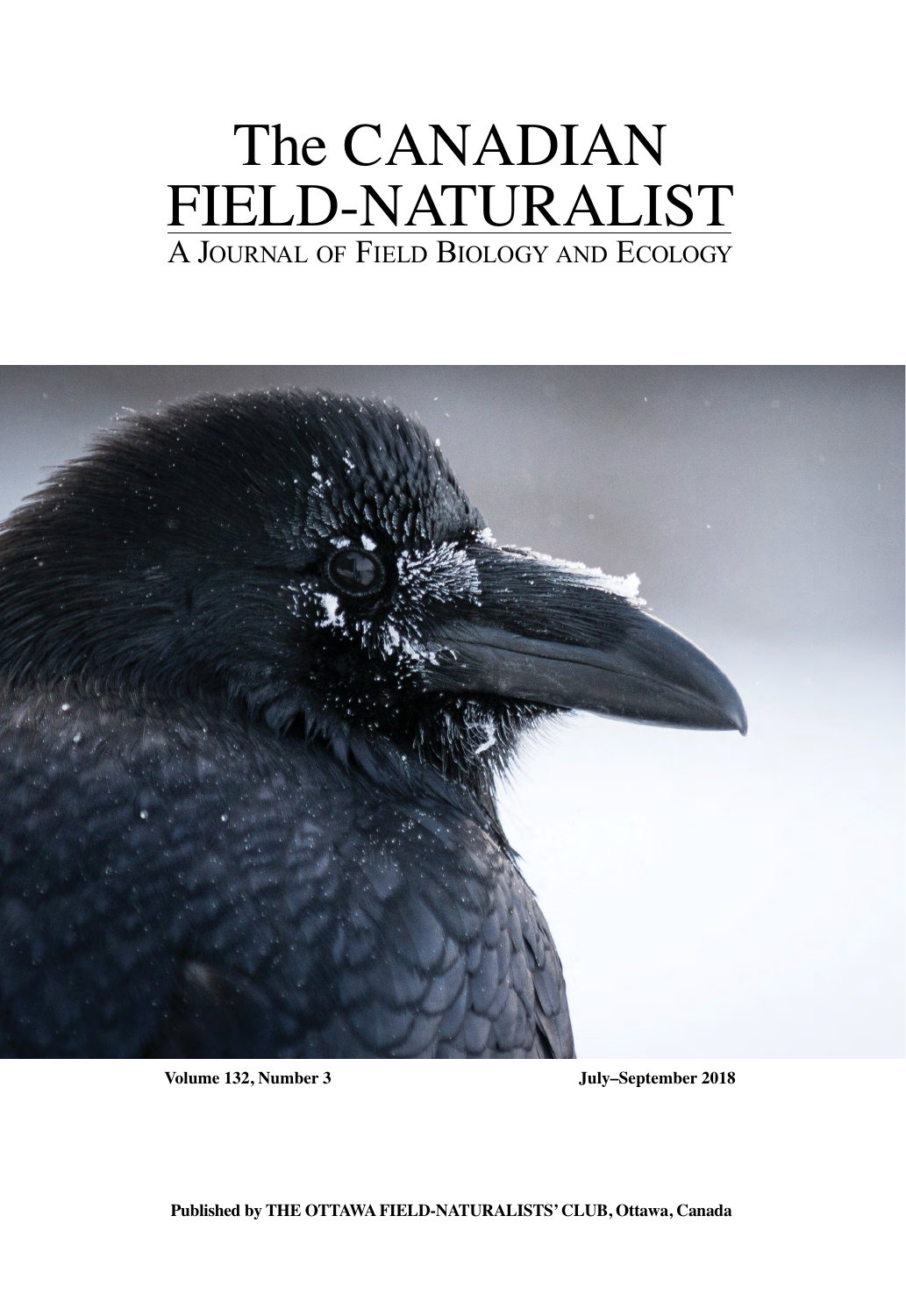# The CANADIAN FIELD-NATURALIST

## A Journal of Field Biology and Ecology

**Volume 132, Number 3** **July–September 2018**

**Published by THE OTTAWA FIELD-NATURALISTS' CLUB, Ottawa, Canada**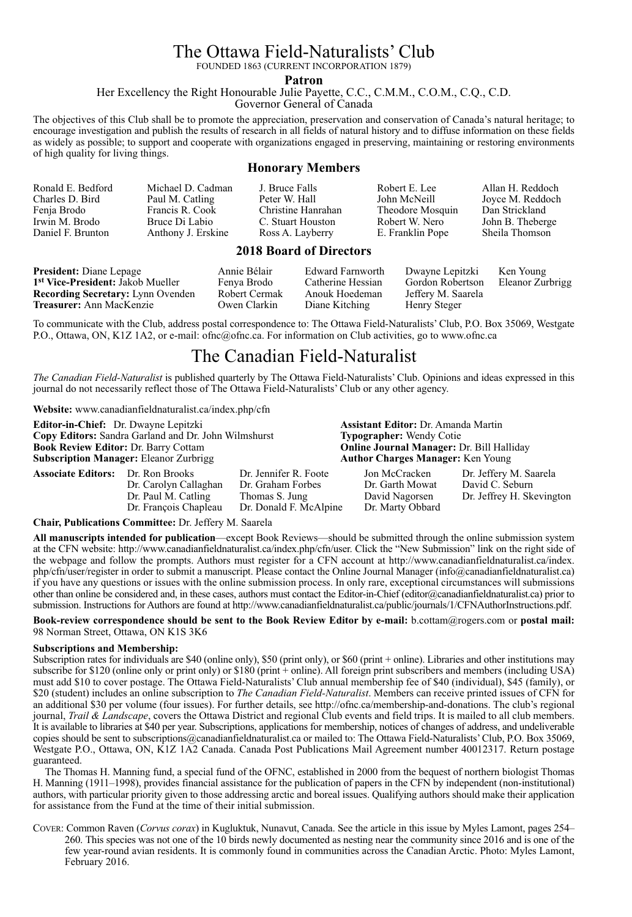# The Ottawa Field-Naturalists' Club

FOUNDED 1863 (CURRENT INCORPORATION 1879)

**Patron**

Her Excellency the Right Honourable Julie Payette, C.C., C.M.M., C.O.M., C.Q., C.D.
Governor General of Canada

The objectives of this Club shall be to promote the appreciation, preservation and conservation of Canada's natural heritage; to encourage investigation and publish the results of research in all fields of natural history and to diffuse information on these fields as widely as possible; to support and cooperate with organizations engaged in preserving, maintaining or restoring environments of high quality for living things.

## Honorary Members

| | | | | |
|---|---|---|---|---|
| Ronald E. Bedford | Michael D. Cadman | J. Bruce Falls | Robert E. Lee | Allan H. Reddoch |
| Charles D. Bird | Paul M. Catling | Peter W. Hall | John McNeill | Joyce M. Reddoch |
| Fenja Brodo | Francis R. Cook | Christine Hanrahan | Theodore Mosquin | Dan Strickland |
| Irwin M. Brodo | Bruce Di Labio | C. Stuart Houston | Robert W. Nero | John B. Theberge |
| Daniel F. Brunton | Anthony J. Erskine | Ross A. Layberry | E. Franklin Pope | Sheila Thomson |

## 2018 Board of Directors

| | | | | |
|---|---|---|---|---|
| **President:** Diane Lepage | Annie Bélair | Edward Farnworth | Dwayne Lepitzki | Ken Young |
| **1st Vice-President:** Jakob Mueller | Fenya Brodo | Catherine Hessian | Gordon Robertson | Eleanor Zurbrigg |
| **Recording Secretary:** Lynn Ovenden | Robert Cermak | Anouk Hoedeman | Jeffery M. Saarela | |
| **Treasurer:** Ann MacKenzie | Owen Clarkin | Diane Kitching | Henry Steger | |

To communicate with the Club, address postal correspondence to: The Ottawa Field-Naturalists' Club, P.O. Box 35069, Westgate P.O., Ottawa, ON, K1Z 1A2, or e-mail: ofnc@ofnc.ca. For information on Club activities, go to www.ofnc.ca

# The Canadian Field-Naturalist

*The Canadian Field-Naturalist* is published quarterly by The Ottawa Field-Naturalists' Club. Opinions and ideas expressed in this journal do not necessarily reflect those of The Ottawa Field-Naturalists' Club or any other agency.

**Website:** www.canadianfieldnaturalist.ca/index.php/cfn

**Editor-in-Chief:** Dr. Dwayne Lepitzki
**Copy Editors:** Sandra Garland and Dr. John Wilmshurst
**Book Review Editor:** Dr. Barry Cottam
**Subscription Manager:** Eleanor Zurbrigg
**Assistant Editor:** Dr. Amanda Martin
**Typographer:** Wendy Cotie
**Online Journal Manager:** Dr. Bill Halliday
**Author Charges Manager:** Ken Young

**Associate Editors:** Dr. Ron Brooks, Dr. Carolyn Callaghan, Dr. Paul M. Catling, Dr. François Chapleau, Dr. Jennifer R. Foote, Dr. Graham Forbes, Thomas S. Jung, Dr. Donald F. McAlpine, Jon McCracken, Dr. Garth Mowat, David Nagorsen, Dr. Marty Obbard, Dr. Jeffery M. Saarela, David C. Seburn, Dr. Jeffrey H. Skevington

**Chair, Publications Committee:** Dr. Jeffery M. Saarela

**All manuscripts intended for publication**—except Book Reviews—should be submitted through the online submission system at the CFN website: http://www.canadianfieldnaturalist.ca/index.php/cfn/user. Click the "New Submission" link on the right side of the webpage and follow the prompts. Authors must register for a CFN account at http://www.canadianfieldnaturalist.ca/index.php/cfn/user/register in order to submit a manuscript. Please contact the Online Journal Manager (info@canadianfieldnaturalist.ca) if you have any questions or issues with the online submission process. In only rare, exceptional circumstances will submissions other than online be considered and, in these cases, authors must contact the Editor-in-Chief (editor@canadianfieldnaturalist.ca) prior to submission. Instructions for Authors are found at http://www.canadianfieldnaturalist.ca/public/journals/1/CFNAuthorInstructions.pdf.

**Book-review correspondence should be sent to the Book Review Editor by e-mail:** b.cottam@rogers.com or **postal mail:** 98 Norman Street, Ottawa, ON K1S 3K6

**Subscriptions and Membership:**

Subscription rates for individuals are $40 (online only), $50 (print only), or $60 (print + online). Libraries and other institutions may subscribe for $120 (online only or print only) or $180 (print + online). All foreign print subscribers and members (including USA) must add $10 to cover postage. The Ottawa Field-Naturalists' Club annual membership fee of $40 (individual), $45 (family), or $20 (student) includes an online subscription to *The Canadian Field-Naturalist*. Members can receive printed issues of CFN for an additional $30 per volume (four issues). For further details, see http://ofnc.ca/membership-and-donations. The club's regional journal, *Trail & Landscape*, covers the Ottawa District and regional Club events and field trips. It is mailed to all club members. It is available to libraries at $40 per year. Subscriptions, applications for membership, notices of changes of address, and undeliverable copies should be sent to subscriptions@canadianfieldnaturalist.ca or mailed to: The Ottawa Field-Naturalists' Club, P.O. Box 35069, Westgate P.O., Ottawa, ON, K1Z 1A2 Canada. Canada Post Publications Mail Agreement number 40012317. Return postage guaranteed.

The Thomas H. Manning fund, a special fund of the OFNC, established in 2000 from the bequest of northern biologist Thomas H. Manning (1911–1998), provides financial assistance for the publication of papers in the CFN by independent (non-institutional) authors, with particular priority given to those addressing arctic and boreal issues. Qualifying authors should make their application for assistance from the Fund at the time of their initial submission.

COVER: Common Raven (*Corvus corax*) in Kugluktuk, Nunavut, Canada. See the article in this issue by Myles Lamont, pages 254–260. This species was not one of the 10 birds newly documented as nesting near the community since 2016 and is one of the few year-round avian residents. It is commonly found in communities across the Canadian Arctic. Photo: Myles Lamont, February 2016.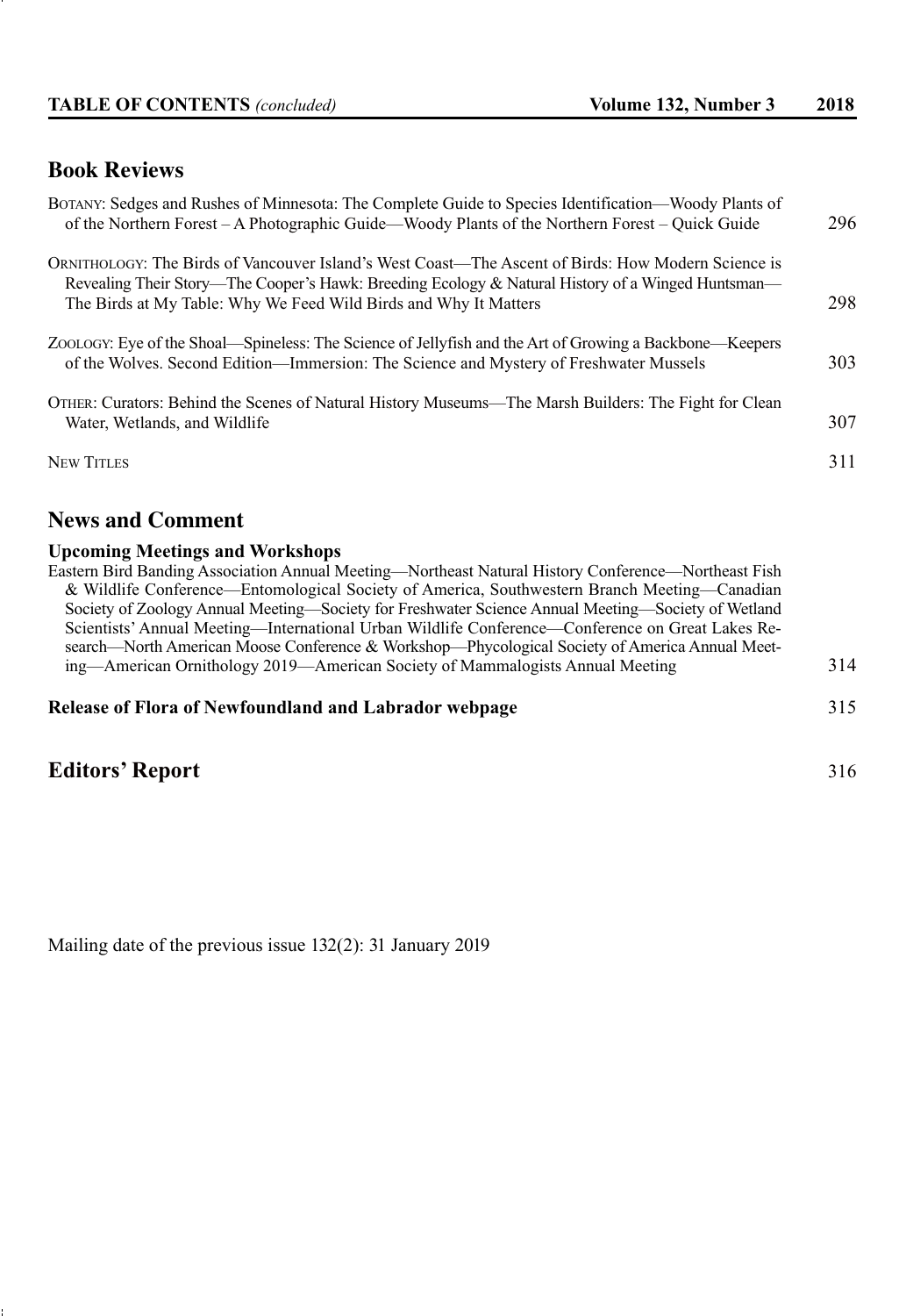**TABLE OF CONTENTS** *(concluded)* **Volume 132, Number 3 2018**

## Book Reviews

Botany: Sedges and Rushes of Minnesota: The Complete Guide to Species Identification—Woody Plants of of the Northern Forest – A Photographic Guide—Woody Plants of the Northern Forest – Quick Guide 296

Ornithology: The Birds of Vancouver Island's West Coast—The Ascent of Birds: How Modern Science is Revealing Their Story—The Cooper's Hawk: Breeding Ecology & Natural History of a Winged Huntsman—The Birds at My Table: Why We Feed Wild Birds and Why It Matters 298

Zoology: Eye of the Shoal—Spineless: The Science of Jellyfish and the Art of Growing a Backbone—Keepers of the Wolves. Second Edition—Immersion: The Science and Mystery of Freshwater Mussels 303

Other: Curators: Behind the Scenes of Natural History Museums—The Marsh Builders: The Fight for Clean Water, Wetlands, and Wildlife 307

New Titles 311

## News and Comment

### Upcoming Meetings and Workshops

Eastern Bird Banding Association Annual Meeting—Northeast Natural History Conference—Northeast Fish & Wildlife Conference—Entomological Society of America, Southwestern Branch Meeting—Canadian Society of Zoology Annual Meeting—Society for Freshwater Science Annual Meeting—Society of Wetland Scientists' Annual Meeting—International Urban Wildlife Conference—Conference on Great Lakes Research—North American Moose Conference & Workshop—Phycological Society of America Annual Meeting—American Ornithology 2019—American Society of Mammalogists Annual Meeting 314

**Release of Flora of Newfoundland and Labrador webpage** 315

## Editors' Report 316

Mailing date of the previous issue 132(2): 31 January 2019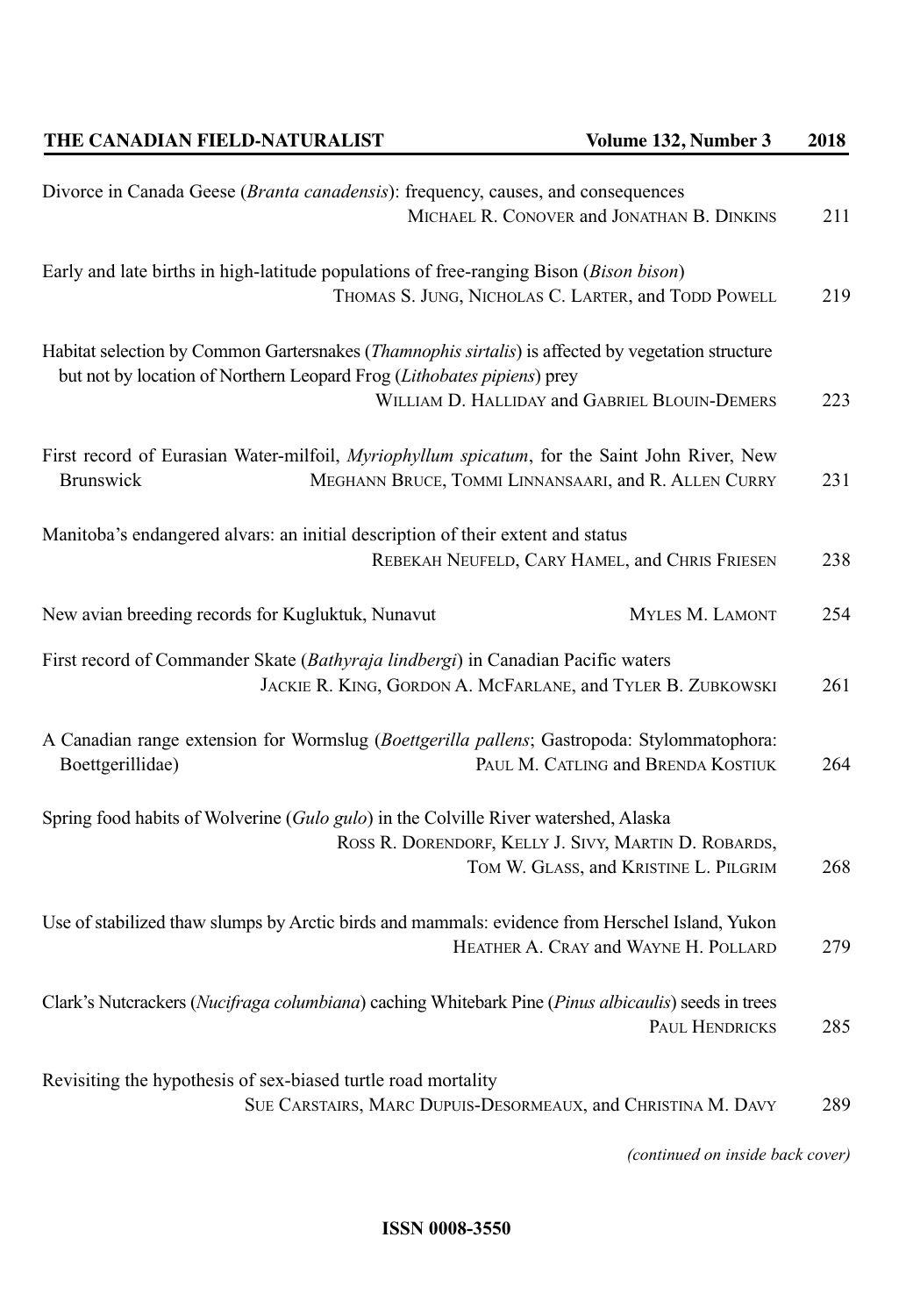**THE CANADIAN FIELD-NATURALIST** **Volume 132, Number 3** **2018**

Divorce in Canada Geese (*Branta canadensis*): frequency, causes, and consequences
MICHAEL R. CONOVER and JONATHAN B. DINKINS 211

Early and late births in high-latitude populations of free-ranging Bison (*Bison bison*)
THOMAS S. JUNG, NICHOLAS C. LARTER, and TODD POWELL 219

Habitat selection by Common Gartersnakes (*Thamnophis sirtalis*) is affected by vegetation structure but not by location of Northern Leopard Frog (*Lithobates pipiens*) prey
WILLIAM D. HALLIDAY and GABRIEL BLOUIN-DEMERS 223

First record of Eurasian Water-milfoil, *Myriophyllum spicatum*, for the Saint John River, New Brunswick MEGHANN BRUCE, TOMMI LINNANSAARI, and R. ALLEN CURRY 231

Manitoba's endangered alvars: an initial description of their extent and status
REBEKAH NEUFELD, CARY HAMEL, and CHRIS FRIESEN 238

New avian breeding records for Kugluktuk, Nunavut MYLES M. LAMONT 254

First record of Commander Skate (*Bathyraja lindbergi*) in Canadian Pacific waters
JACKIE R. KING, GORDON A. MCFARLANE, and TYLER B. ZUBKOWSKI 261

A Canadian range extension for Wormslug (*Boettgerilla pallens*; Gastropoda: Stylommatophora: Boettgerillidae) PAUL M. CATLING and BRENDA KOSTIUK 264

Spring food habits of Wolverine (*Gulo gulo*) in the Colville River watershed, Alaska
ROSS R. DORENDORF, KELLY J. SIVY, MARTIN D. ROBARDS, TOM W. GLASS, and KRISTINE L. PILGRIM 268

Use of stabilized thaw slumps by Arctic birds and mammals: evidence from Herschel Island, Yukon
HEATHER A. CRAY and WAYNE H. POLLARD 279

Clark's Nutcrackers (*Nucifraga columbiana*) caching Whitebark Pine (*Pinus albicaulis*) seeds in trees
PAUL HENDRICKS 285

Revisiting the hypothesis of sex-biased turtle road mortality
SUE CARSTAIRS, MARC DUPUIS-DESORMEAUX, and CHRISTINA M. DAVY 289

*(continued on inside back cover)*

**ISSN 0008-3550**